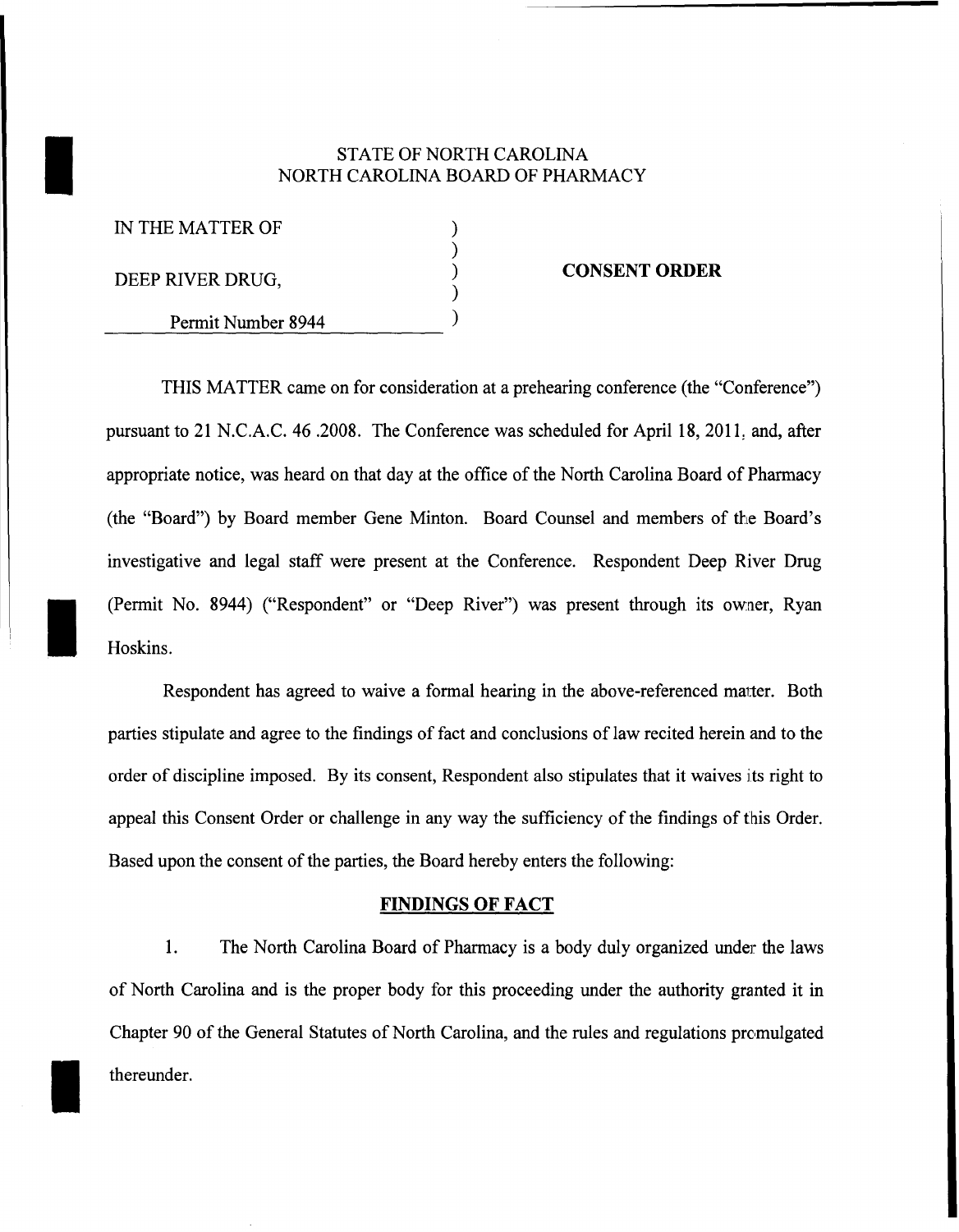STATE OF NORTH CAROLINA
NORTH CAROLINA BOARD OF PHARMACY

IN THE MATTER OF )
)
DEEP RIVER DRUG, ) **CONSENT ORDER**
)
Permit Number 8944 )

THIS MATTER came on for consideration at a prehearing conference (the "Conference") pursuant to 21 N.C.A.C. 46 .2008. The Conference was scheduled for April 18, 2011, and, after appropriate notice, was heard on that day at the office of the North Carolina Board of Pharmacy (the "Board") by Board member Gene Minton. Board Counsel and members of the Board's investigative and legal staff were present at the Conference. Respondent Deep River Drug (Permit No. 8944) ("Respondent" or "Deep River") was present through its owner, Ryan Hoskins.

Respondent has agreed to waive a formal hearing in the above-referenced matter. Both parties stipulate and agree to the findings of fact and conclusions of law recited herein and to the order of discipline imposed. By its consent, Respondent also stipulates that it waives its right to appeal this Consent Order or challenge in any way the sufficiency of the findings of this Order. Based upon the consent of the parties, the Board hereby enters the following:

## FINDINGS OF FACT

1. The North Carolina Board of Pharmacy is a body duly organized under the laws of North Carolina and is the proper body for this proceeding under the authority granted it in Chapter 90 of the General Statutes of North Carolina, and the rules and regulations promulgated thereunder.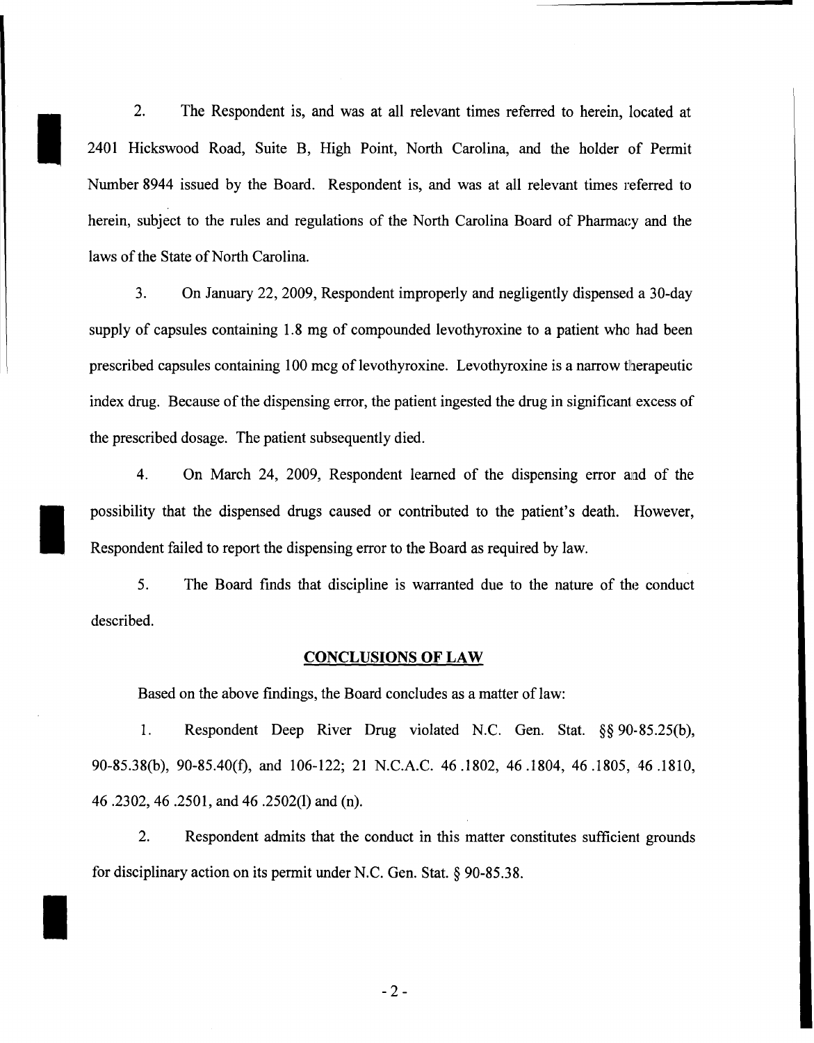2. The Respondent is, and was at all relevant times referred to herein, located at 2401 Hickswood Road, Suite B, High Point, North Carolina, and the holder of Permit Number 8944 issued by the Board. Respondent is, and was at all relevant times referred to herein, subject to the rules and regulations of the North Carolina Board of Pharmacy and the laws of the State of North Carolina.

3. On January 22, 2009, Respondent improperly and negligently dispensed a 30-day supply of capsules containing 1.8 mg of compounded levothyroxine to a patient who had been prescribed capsules containing 100 mcg of levothyroxine. Levothyroxine is a narrow therapeutic index drug. Because of the dispensing error, the patient ingested the drug in significant excess of the prescribed dosage. The patient subsequently died.

4. On March 24, 2009, Respondent learned of the dispensing error and of the possibility that the dispensed drugs caused or contributed to the patient's death. However, Respondent failed to report the dispensing error to the Board as required by law.

5. The Board finds that discipline is warranted due to the nature of the conduct described.

## CONCLUSIONS OF LAW

Based on the above findings, the Board concludes as a matter of law:

1. Respondent Deep River Drug violated N.C. Gen. Stat. §§ 90-85.25(b), 90-85.38(b), 90-85.40(f), and 106-122; 21 N.C.A.C. 46 .1802, 46 .1804, 46 .1805, 46 .1810, 46 .2302, 46 .2501, and 46 .2502(l) and (n).

2. Respondent admits that the conduct in this matter constitutes sufficient grounds for disciplinary action on its permit under N.C. Gen. Stat. § 90-85.38.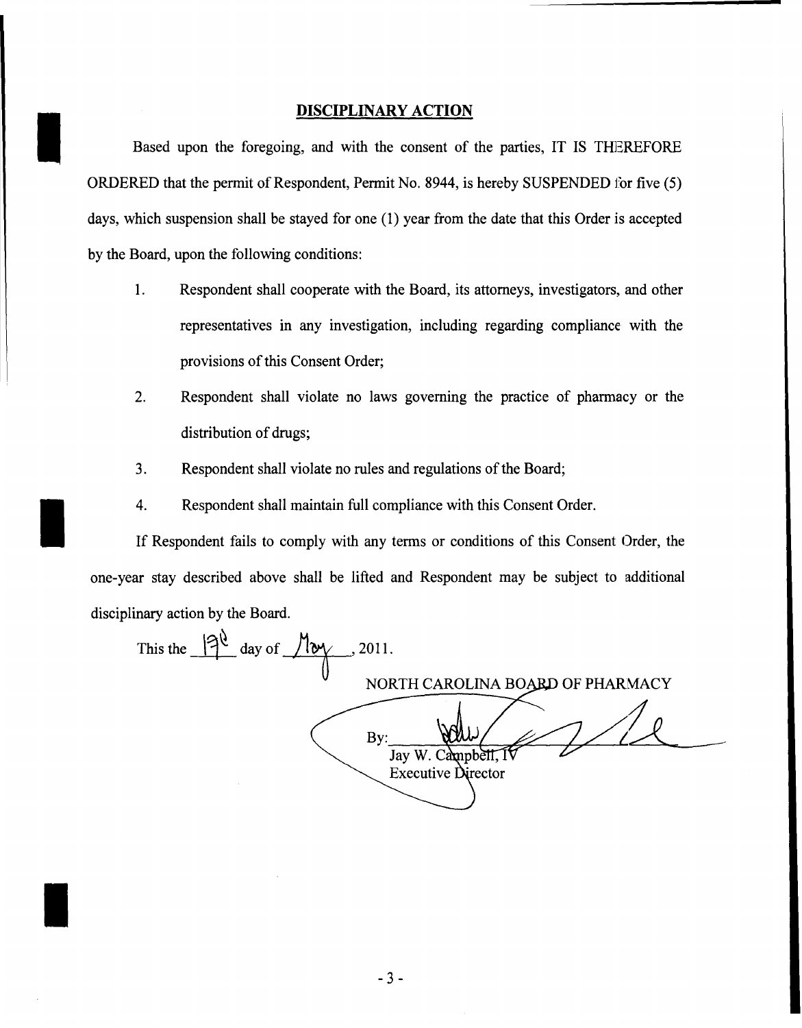## DISCIPLINARY ACTION

Based upon the foregoing, and with the consent of the parties, IT IS THEREFORE ORDERED that the permit of Respondent, Permit No. 8944, is hereby SUSPENDED for five (5) days, which suspension shall be stayed for one (1) year from the date that this Order is accepted by the Board, upon the following conditions:

1. Respondent shall cooperate with the Board, its attorneys, investigators, and other representatives in any investigation, including regarding compliance with the provisions of this Consent Order;
2. Respondent shall violate no laws governing the practice of pharmacy or the distribution of drugs;
3. Respondent shall violate no rules and regulations of the Board;
4. Respondent shall maintain full compliance with this Consent Order.

If Respondent fails to comply with any terms or conditions of this Consent Order, the one-year stay described above shall be lifted and Respondent may be subject to additional disciplinary action by the Board.

This the 19th day of May, 2011.

NORTH CAROLINA BOARD OF PHARMACY

By: ______________________
Jay W. Campbell, IV
Executive Director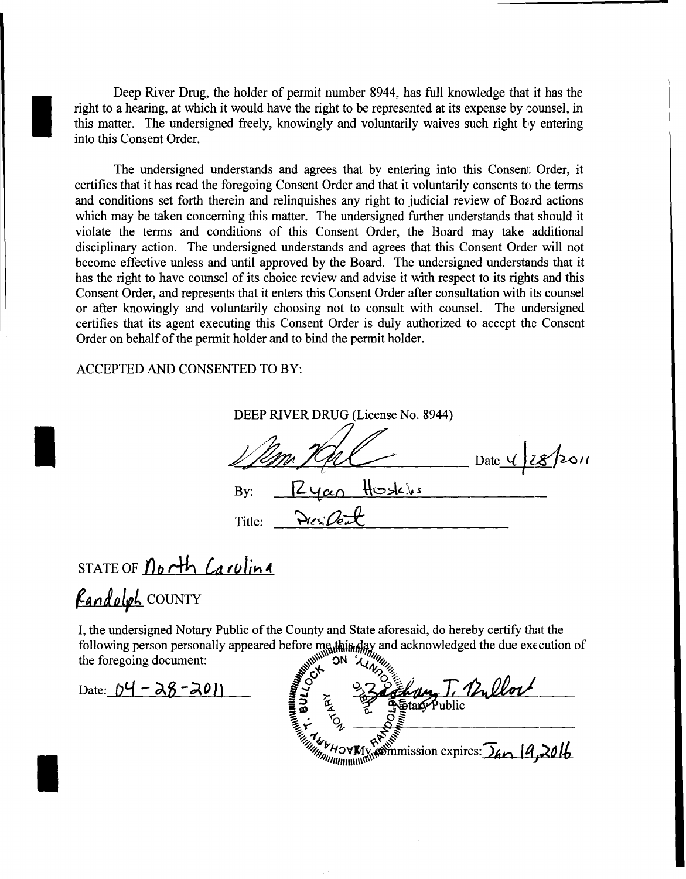Deep River Drug, the holder of permit number 8944, has full knowledge that it has the right to a hearing, at which it would have the right to be represented at its expense by counsel, in this matter. The undersigned freely, knowingly and voluntarily waives such right by entering into this Consent Order.

The undersigned understands and agrees that by entering into this Consent Order, it certifies that it has read the foregoing Consent Order and that it voluntarily consents to the terms and conditions set forth therein and relinquishes any right to judicial review of Board actions which may be taken concerning this matter. The undersigned further understands that should it violate the terms and conditions of this Consent Order, the Board may take additional disciplinary action. The undersigned understands and agrees that this Consent Order will not become effective unless and until approved by the Board. The undersigned understands that it has the right to have counsel of its choice review and advise it with respect to its rights and this Consent Order, and represents that it enters this Consent Order after consultation with its counsel or after knowingly and voluntarily choosing not to consult with counsel. The undersigned certifies that its agent executing this Consent Order is duly authorized to accept the Consent Order on behalf of the permit holder and to bind the permit holder.

ACCEPTED AND CONSENTED TO BY:

DEEP RIVER DRUG (License No. 8944)

_[signature]_ Date 4/28/2011

By: Ryan Hoskins

Title: President

STATE OF North Carolina

Randolph COUNTY

I, the undersigned Notary Public of the County and State aforesaid, do hereby certify that the following person personally appeared before me this day and acknowledged the due execution of the foregoing document:

Date: 04-28-2011

_[signature]_ Zachary T. Bullock
Notary Public

My commission expires: Jan 19, 2016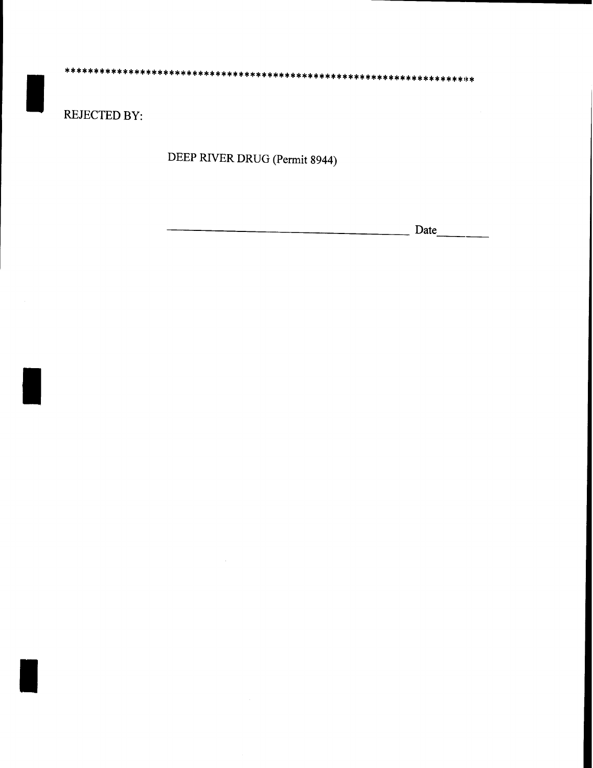**********************************************************************

REJECTED BY:

DEEP RIVER DRUG (Permit 8944)

\_\_\_\_\_\_\_\_\_\_\_\_\_\_\_\_\_\_\_\_\_\_\_\_\_\_\_\_\_\_\_\_\_\_\_\_\_\_\_\_ Date\_\_\_\_\_\_\_\_